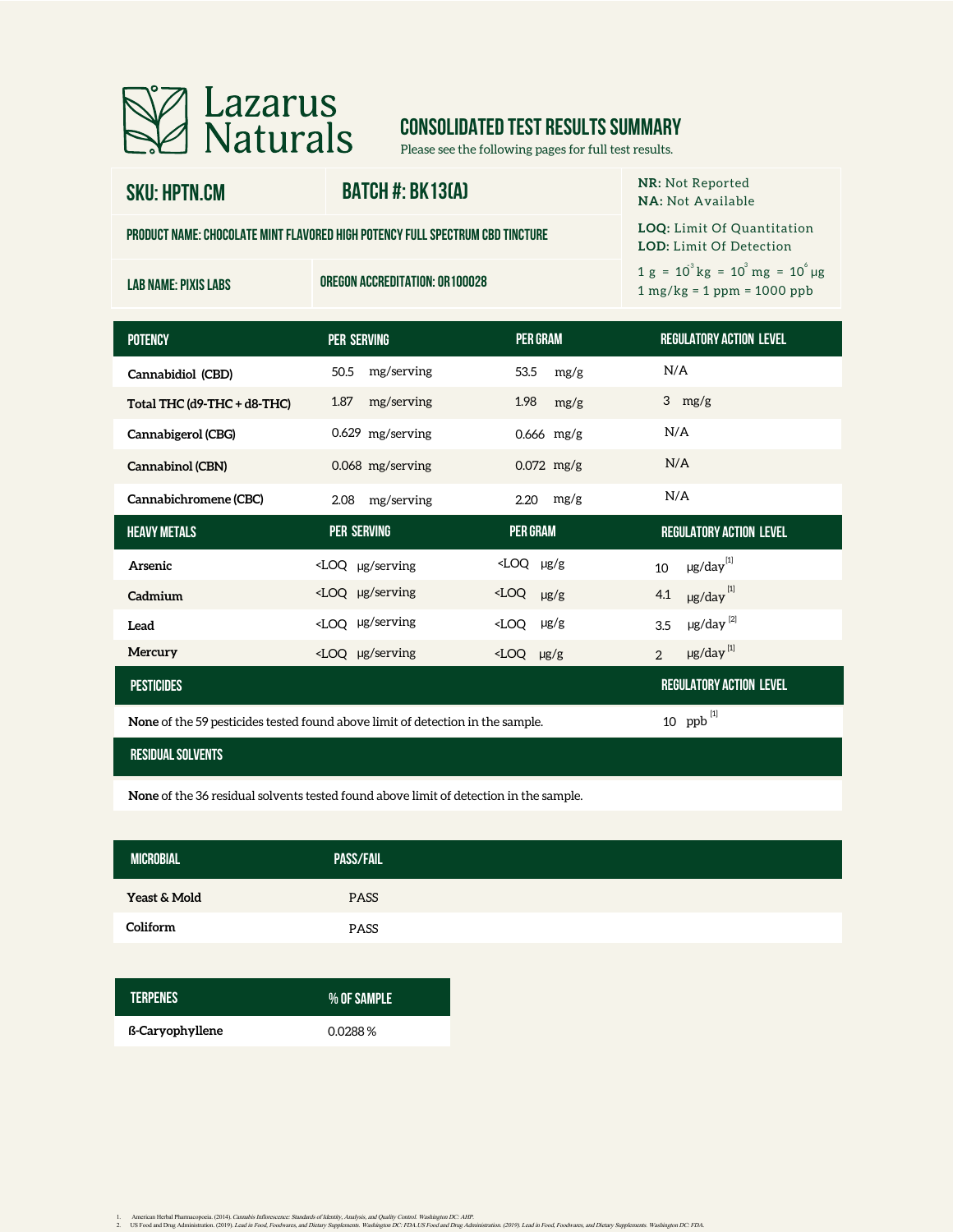# Lazarus Naturals

## CONSOLIDATED TEST RESULTS SUMMARY

Please see the following pages for full test results.

| SKU: HPTN.CM | BATCH #: BK13(A) |
|---|---|
| PRODUCT NAME: CHOCOLATE MINT FLAVORED HIGH POTENCY FULL SPECTRUM CBD TINCTURE | |
| LAB NAME: PIXIS LABS | OREGON ACCREDITATION: OR100028 |

**NR:** Not Reported
**NA:** Not Available

**LOQ:** Limit Of Quantitation
**LOD:** Limit Of Detection

1 g = $10^{3}$ kg = $10^{3}$ mg = $10^{6}$ µg
1 mg/kg = 1 ppm = 1000 ppb

| POTENCY | PER SERVING | PER GRAM | REGULATORY ACTION LEVEL |
|---|---|---|---|
| Cannabidiol (CBD) | 50.5 mg/serving | 53.5 mg/g | N/A |
| Total THC (d9-THC + d8-THC) | 1.87 mg/serving | 1.98 mg/g | 3 mg/g |
| Cannabigerol (CBG) | 0.629 mg/serving | 0.666 mg/g | N/A |
| Cannabinol (CBN) | 0.068 mg/serving | 0.072 mg/g | N/A |
| Cannabichromene (CBC) | 2.08 mg/serving | 2.20 mg/g | N/A |

| HEAVY METALS | PER SERVING | PER GRAM | REGULATORY ACTION LEVEL |
|---|---|---|---|
| Arsenic | <LOQ µg/serving | <LOQ µg/g | 10 µg/day [1] |
| Cadmium | <LOQ µg/serving | <LOQ µg/g | 4.1 µg/day [1] |
| Lead | <LOQ µg/serving | <LOQ µg/g | 3.5 µg/day [2] |
| Mercury | <LOQ µg/serving | <LOQ µg/g | 2 µg/day [1] |

| PESTICIDES | REGULATORY ACTION LEVEL |
|---|---|
| **None** of the 59 pesticides tested found above limit of detection in the sample. | 10 ppb [1] |

| RESIDUAL SOLVENTS |
|---|
| **None** of the 36 residual solvents tested found above limit of detection in the sample. |

| MICROBIAL | PASS/FAIL |
|---|---|
| Yeast & Mold | PASS |
| Coliform | PASS |

| TERPENES | % OF SAMPLE |
|---|---|
| ß-Caryophyllene | 0.0288 % |

1. American Herbal Pharmacopoeia. (2014). *Cannabis Inflorescence: Standards of Identity, Analysis, and Quality Control.* Washington DC: AHP.
2. US Food and Drug Administration. (2019). *Lead in Food, Foodwares, and Dietary Supplements.* Washington DC: FDA.US Food and Drug Administration. (2019). *Lead in Food, Foodwares, and Dietary Supplements.* Washington DC: FDA.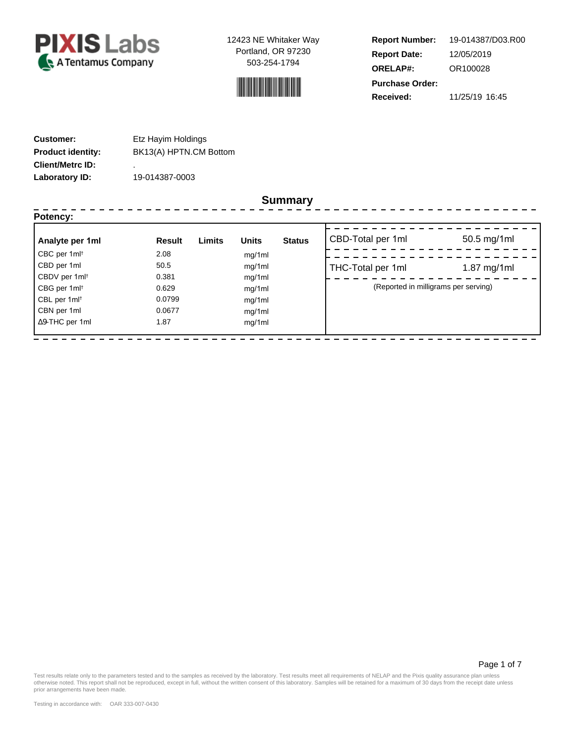**PIXIS Labs**
A Tentamus Company

12423 NE Whitaker Way
Portland, OR 97230
503-254-1794

**Report Number:** 19-014387/D03.R00
**Report Date:** 12/05/2019
**ORELAP#:** OR100028
**Purchase Order:**
**Received:** 11/25/19 16:45

**Customer:** Etz Hayim Holdings
**Product identity:** BK13(A) HPTN.CM Bottom
**Client/Metrc ID:** .
**Laboratory ID:** 19-014387-0003

## Summary

### Potency:

| Analyte per 1ml | Result | Limits | Units | Status |
|---|---|---|---|---|
| CBC per 1ml† | 2.08 | | mg/1ml | |
| CBD per 1ml | 50.5 | | mg/1ml | |
| CBDV per 1ml† | 0.381 | | mg/1ml | |
| CBG per 1ml† | 0.629 | | mg/1ml | |
| CBL per 1ml† | 0.0799 | | mg/1ml | |
| CBN per 1ml | 0.0677 | | mg/1ml | |
| Δ9-THC per 1ml | 1.87 | | mg/1ml | |

| | |
|---|---|
| CBD-Total per 1ml | 50.5 mg/1ml |
| THC-Total per 1ml | 1.87 mg/1ml |

(Reported in milligrams per serving)

Test results relate only to the parameters tested and to the samples as received by the laboratory. Test results meet all requirements of NELAP and the Pixis quality assurance plan unless otherwise noted. This report shall not be reproduced, except in full, without the written consent of this laboratory. Samples will be retained for a maximum of 30 days from the receipt date unless prior arrangements have been made.

Testing in accordance with: OAR 333-007-0430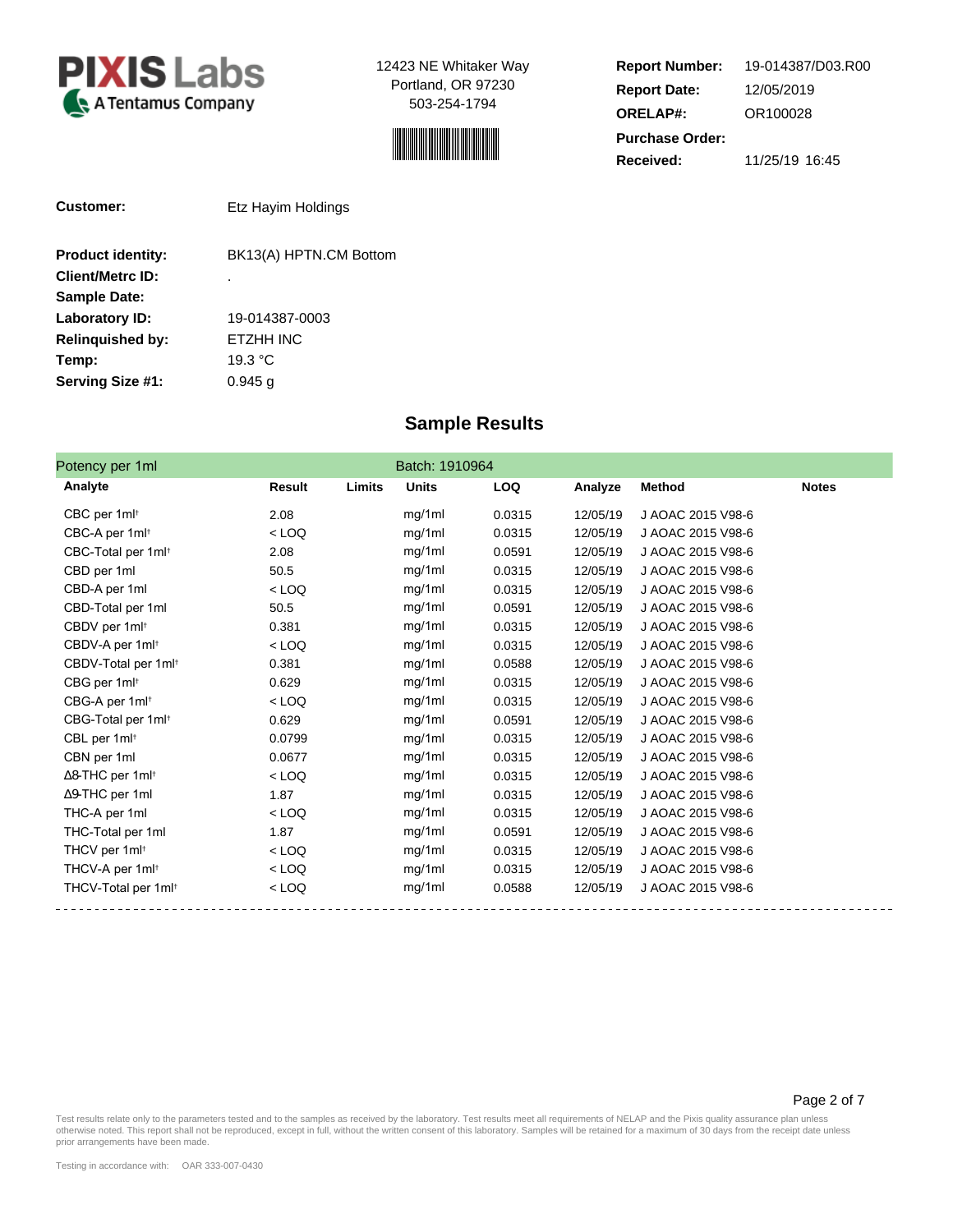**PIXIS Labs**
A Tentamus Company

12423 NE Whitaker Way
Portland, OR 97230
503-254-1794

| | |
|---|---|
| **Report Number:** | 19-014387/D03.R00 |
| **Report Date:** | 12/05/2019 |
| **ORELAP#:** | OR100028 |
| **Purchase Order:** | |
| **Received:** | 11/25/19 16:45 |

| | |
|---|---|
| **Customer:** | Etz Hayim Holdings |
| **Product identity:** | BK13(A) HPTN.CM Bottom |
| **Client/Metrc ID:** | . |
| **Sample Date:** | |
| **Laboratory ID:** | 19-014387-0003 |
| **Relinquished by:** | ETZHH INC |
| **Temp:** | 19.3 °C |
| **Serving Size #1:** | 0.945 g |

## Sample Results

Potency per 1ml — Batch: 1910964

| Analyte | Result | Limits | Units | LOQ | Analyze | Method | Notes |
|---|---|---|---|---|---|---|---|
| CBC per 1ml† | 2.08 | | mg/1ml | 0.0315 | 12/05/19 | J AOAC 2015 V98-6 | |
| CBC-A per 1ml† | < LOQ | | mg/1ml | 0.0315 | 12/05/19 | J AOAC 2015 V98-6 | |
| CBC-Total per 1ml† | 2.08 | | mg/1ml | 0.0591 | 12/05/19 | J AOAC 2015 V98-6 | |
| CBD per 1ml | 50.5 | | mg/1ml | 0.0315 | 12/05/19 | J AOAC 2015 V98-6 | |
| CBD-A per 1ml | < LOQ | | mg/1ml | 0.0315 | 12/05/19 | J AOAC 2015 V98-6 | |
| CBD-Total per 1ml | 50.5 | | mg/1ml | 0.0591 | 12/05/19 | J AOAC 2015 V98-6 | |
| CBDV per 1ml† | 0.381 | | mg/1ml | 0.0315 | 12/05/19 | J AOAC 2015 V98-6 | |
| CBDV-A per 1ml† | < LOQ | | mg/1ml | 0.0315 | 12/05/19 | J AOAC 2015 V98-6 | |
| CBDV-Total per 1ml† | 0.381 | | mg/1ml | 0.0588 | 12/05/19 | J AOAC 2015 V98-6 | |
| CBG per 1ml† | 0.629 | | mg/1ml | 0.0315 | 12/05/19 | J AOAC 2015 V98-6 | |
| CBG-A per 1ml† | < LOQ | | mg/1ml | 0.0315 | 12/05/19 | J AOAC 2015 V98-6 | |
| CBG-Total per 1ml† | 0.629 | | mg/1ml | 0.0591 | 12/05/19 | J AOAC 2015 V98-6 | |
| CBL per 1ml† | 0.0799 | | mg/1ml | 0.0315 | 12/05/19 | J AOAC 2015 V98-6 | |
| CBN per 1ml | 0.0677 | | mg/1ml | 0.0315 | 12/05/19 | J AOAC 2015 V98-6 | |
| Δ8-THC per 1ml† | < LOQ | | mg/1ml | 0.0315 | 12/05/19 | J AOAC 2015 V98-6 | |
| Δ9-THC per 1ml | 1.87 | | mg/1ml | 0.0315 | 12/05/19 | J AOAC 2015 V98-6 | |
| THC-A per 1ml | < LOQ | | mg/1ml | 0.0315 | 12/05/19 | J AOAC 2015 V98-6 | |
| THC-Total per 1ml | 1.87 | | mg/1ml | 0.0591 | 12/05/19 | J AOAC 2015 V98-6 | |
| THCV per 1ml† | < LOQ | | mg/1ml | 0.0315 | 12/05/19 | J AOAC 2015 V98-6 | |
| THCV-A per 1ml† | < LOQ | | mg/1ml | 0.0315 | 12/05/19 | J AOAC 2015 V98-6 | |
| THCV-Total per 1ml† | < LOQ | | mg/1ml | 0.0588 | 12/05/19 | J AOAC 2015 V98-6 | |

Test results relate only to the parameters tested and to the samples as received by the laboratory. Test results meet all requirements of NELAP and the Pixis quality assurance plan unless otherwise noted. This report shall not be reproduced, except in full, without the written consent of this laboratory. Samples will be retained for a maximum of 30 days from the receipt date unless prior arrangements have been made.

Testing in accordance with: OAR 333-007-0430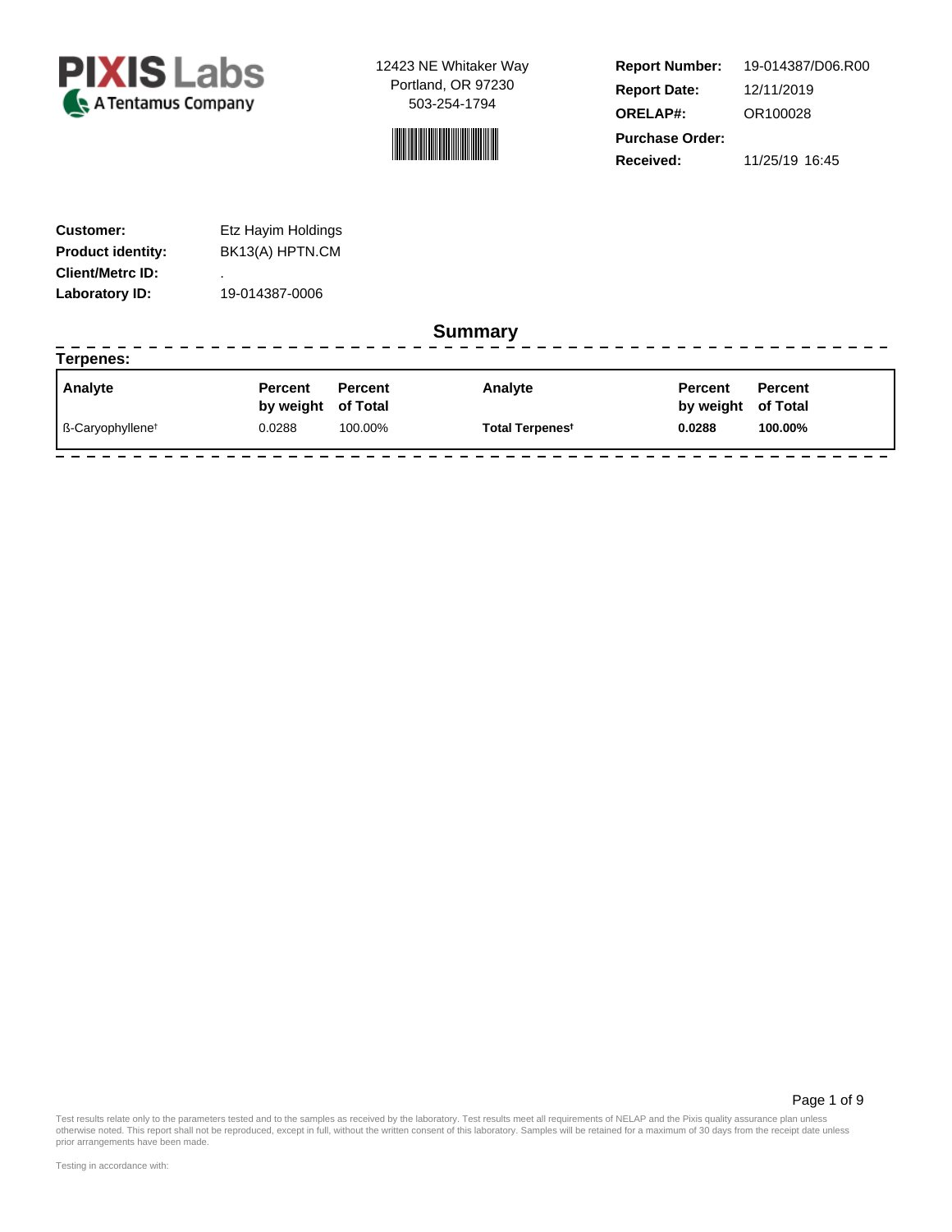**PIXIS Labs**
A Tentamus Company

12423 NE Whitaker Way
Portland, OR 97230
503-254-1794

| | |
|---|---|
| **Report Number:** | 19-014387/D06.R00 |
| **Report Date:** | 12/11/2019 |
| **ORELAP#:** | OR100028 |
| **Purchase Order:** | |
| **Received:** | 11/25/19 16:45 |

| | |
|---|---|
| **Customer:** | Etz Hayim Holdings |
| **Product identity:** | BK13(A) HPTN.CM |
| **Client/Metrc ID:** | . |
| **Laboratory ID:** | 19-014387-0006 |

## Summary

**Terpenes:**

| Analyte | Percent by weight | Percent of Total | Analyte | Percent by weight | Percent of Total |
|---|---|---|---|---|---|
| ß-Caryophyllene† | 0.0288 | 100.00% | **Total Terpenes†** | **0.0288** | **100.00%** |

Test results relate only to the parameters tested and to the samples as received by the laboratory. Test results meet all requirements of NELAP and the Pixis quality assurance plan unless otherwise noted. This report shall not be reproduced, except in full, without the written consent of this laboratory. Samples will be retained for a maximum of 30 days from the receipt date unless prior arrangements have been made.

Testing in accordance with: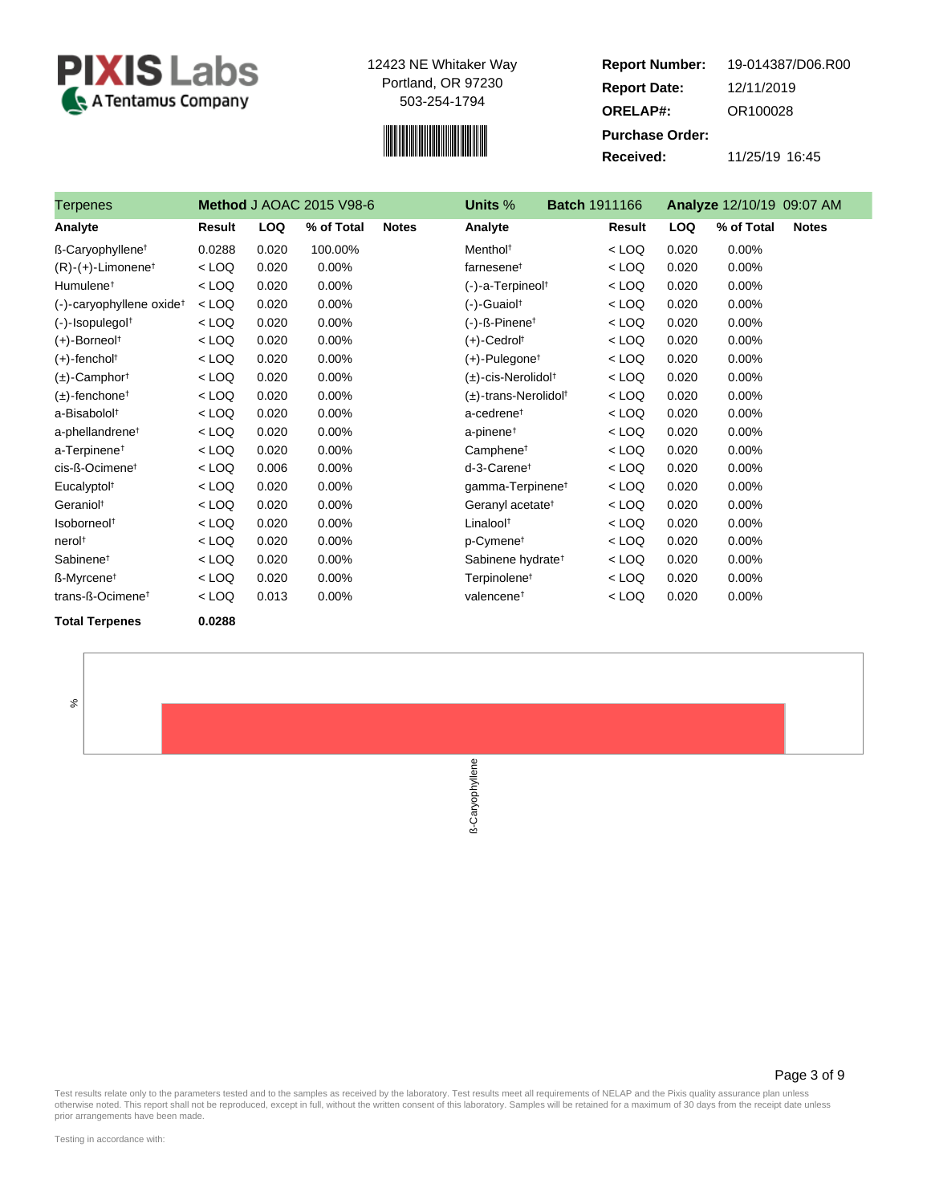**PIXIS Labs**
A Tentamus Company

12423 NE Whitaker Way
Portland, OR 97230
503-254-1794

| | |
|---|---|
| **Report Number:** | 19-014387/D06.R00 |
| **Report Date:** | 12/11/2019 |
| **ORELAP#:** | OR100028 |
| **Purchase Order:** | |
| **Received:** | 11/25/19 16:45 |

**Terpenes** — **Method** J AOAC 2015 V98-6 — **Units** % — **Batch** 1911166 — **Analyze** 12/10/19 09:07 AM

| Analyte | Result | LOQ | % of Total | Notes | Analyte | Result | LOQ | % of Total | Notes |
|---|---|---|---|---|---|---|---|---|---|
| ß-Caryophyllene† | 0.0288 | 0.020 | 100.00% | | Menthol† | < LOQ | 0.020 | 0.00% | |
| (R)-(+)-Limonene† | < LOQ | 0.020 | 0.00% | | farnesene† | < LOQ | 0.020 | 0.00% | |
| Humulene† | < LOQ | 0.020 | 0.00% | | (-)-a-Terpineol† | < LOQ | 0.020 | 0.00% | |
| (-)-caryophyllene oxide† | < LOQ | 0.020 | 0.00% | | (-)-Guaiol† | < LOQ | 0.020 | 0.00% | |
| (-)-Isopulegol† | < LOQ | 0.020 | 0.00% | | (-)-ß-Pinene† | < LOQ | 0.020 | 0.00% | |
| (+)-Borneol† | < LOQ | 0.020 | 0.00% | | (+)-Cedrol† | < LOQ | 0.020 | 0.00% | |
| (+)-fenchol† | < LOQ | 0.020 | 0.00% | | (+)-Pulegone† | < LOQ | 0.020 | 0.00% | |
| (±)-Camphor† | < LOQ | 0.020 | 0.00% | | (±)-cis-Nerolidol† | < LOQ | 0.020 | 0.00% | |
| (±)-fenchone† | < LOQ | 0.020 | 0.00% | | (±)-trans-Nerolidol† | < LOQ | 0.020 | 0.00% | |
| a-Bisabolol† | < LOQ | 0.020 | 0.00% | | a-cedrene† | < LOQ | 0.020 | 0.00% | |
| a-phellandrene† | < LOQ | 0.020 | 0.00% | | a-pinene† | < LOQ | 0.020 | 0.00% | |
| a-Terpinene† | < LOQ | 0.020 | 0.00% | | Camphene† | < LOQ | 0.020 | 0.00% | |
| cis-ß-Ocimene† | < LOQ | 0.006 | 0.00% | | d-3-Carene† | < LOQ | 0.020 | 0.00% | |
| Eucalyptol† | < LOQ | 0.020 | 0.00% | | gamma-Terpinene† | < LOQ | 0.020 | 0.00% | |
| Geraniol† | < LOQ | 0.020 | 0.00% | | Geranyl acetate† | < LOQ | 0.020 | 0.00% | |
| Isoborneol† | < LOQ | 0.020 | 0.00% | | Linalool† | < LOQ | 0.020 | 0.00% | |
| nerol† | < LOQ | 0.020 | 0.00% | | p-Cymene† | < LOQ | 0.020 | 0.00% | |
| Sabinene† | < LOQ | 0.020 | 0.00% | | Sabinene hydrate† | < LOQ | 0.020 | 0.00% | |
| ß-Myrcene† | < LOQ | 0.020 | 0.00% | | Terpinolene† | < LOQ | 0.020 | 0.00% | |
| trans-ß-Ocimene† | < LOQ | 0.013 | 0.00% | | valencene† | < LOQ | 0.020 | 0.00% | |

**Total Terpenes** **0.0288**

%

ß-Caryophyllene

Test results relate only to the parameters tested and to the samples as received by the laboratory. Test results meet all requirements of NELAP and the Pixis quality assurance plan unless otherwise noted. This report shall not be reproduced, except in full, without the written consent of this laboratory. Samples will be retained for a maximum of 30 days from the receipt date unless prior arrangements have been made.

Testing in accordance with: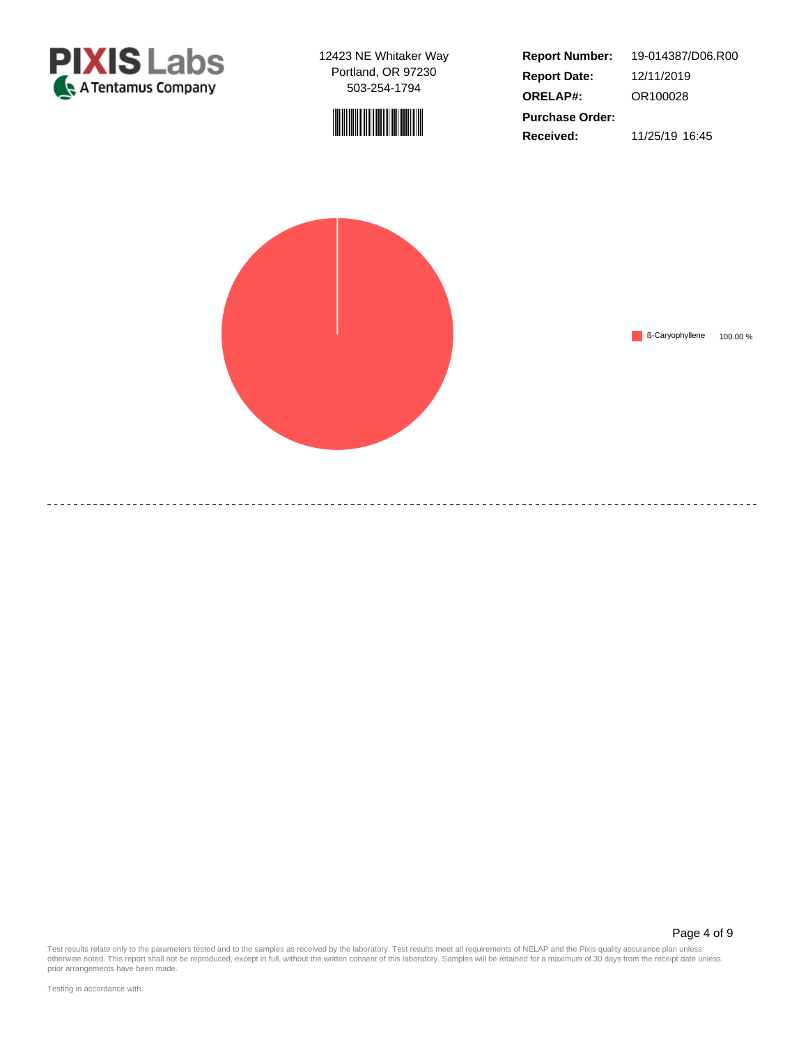**PIXIS Labs**
A Tentamus Company

12423 NE Whitaker Way
Portland, OR 97230
503-254-1794

| | |
|---|---|
| **Report Number:** | 19-014387/D06.R00 |
| **Report Date:** | 12/11/2019 |
| **ORELAP#:** | OR100028 |
| **Purchase Order:** | |
| **Received:** | 11/25/19 16:45 |

ß-Caryophyllene 100.00 %

Test results relate only to the parameters tested and to the samples as received by the laboratory. Test results meet all requirements of NELAP and the Pixis quality assurance plan unless otherwise noted. This report shall not be reproduced, except in full, without the written consent of this laboratory. Samples will be retained for a maximum of 30 days from the receipt date unless prior arrangements have been made.

Testing in accordance with: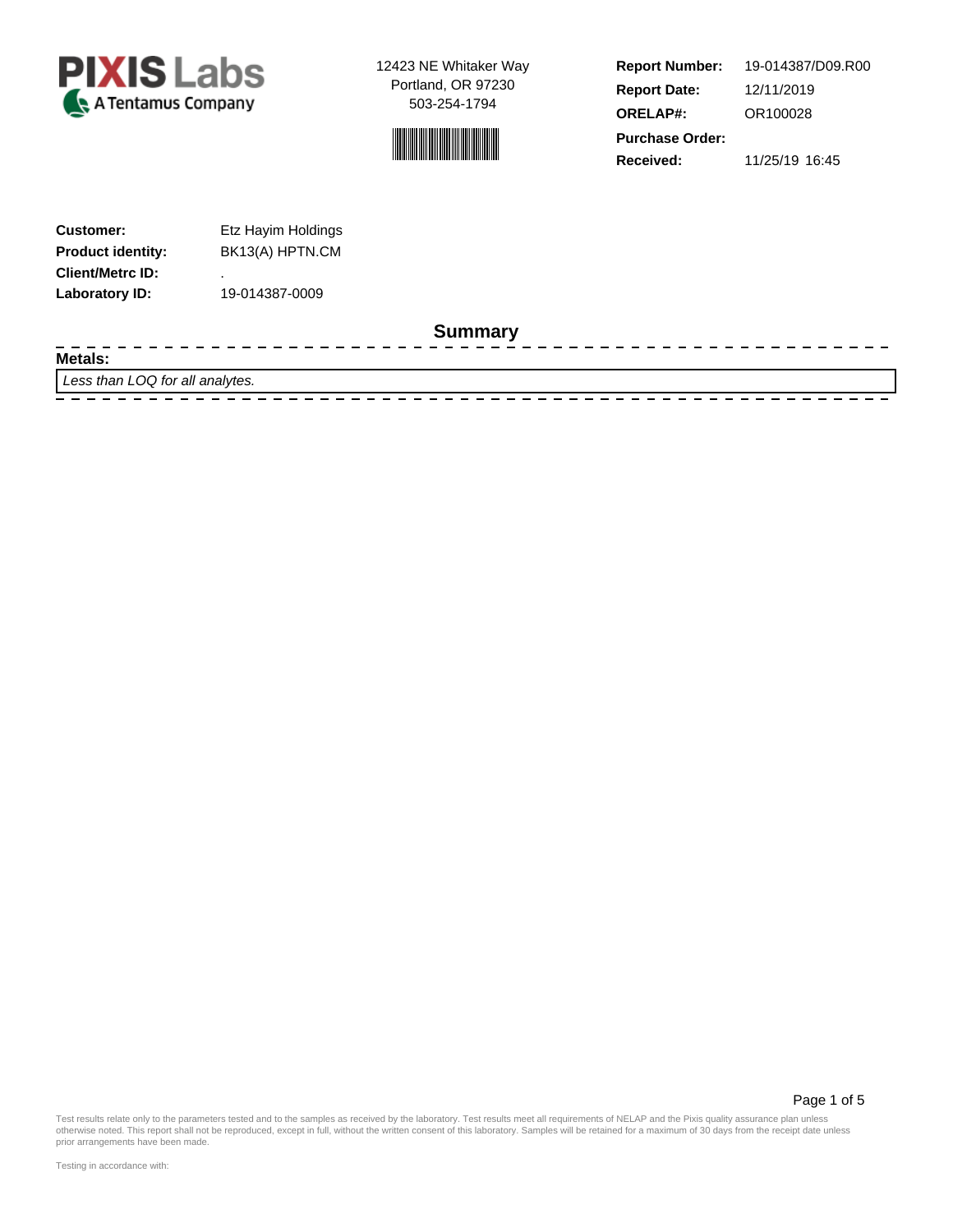**PIXIS Labs**
A Tentamus Company

12423 NE Whitaker Way
Portland, OR 97230
503-254-1794

| | |
|---|---|
| **Report Number:** | 19-014387/D09.R00 |
| **Report Date:** | 12/11/2019 |
| **ORELAP#:** | OR100028 |
| **Purchase Order:** | |
| **Received:** | 11/25/19 16:45 |

| | |
|---|---|
| **Customer:** | Etz Hayim Holdings |
| **Product identity:** | BK13(A) HPTN.CM |
| **Client/Metrc ID:** | . |
| **Laboratory ID:** | 19-014387-0009 |

## Summary

**Metals:**

*Less than LOQ for all analytes.*

Test results relate only to the parameters tested and to the samples as received by the laboratory. Test results meet all requirements of NELAP and the Pixis quality assurance plan unless otherwise noted. This report shall not be reproduced, except in full, without the written consent of this laboratory. Samples will be retained for a maximum of 30 days from the receipt date unless prior arrangements have been made.

Testing in accordance with: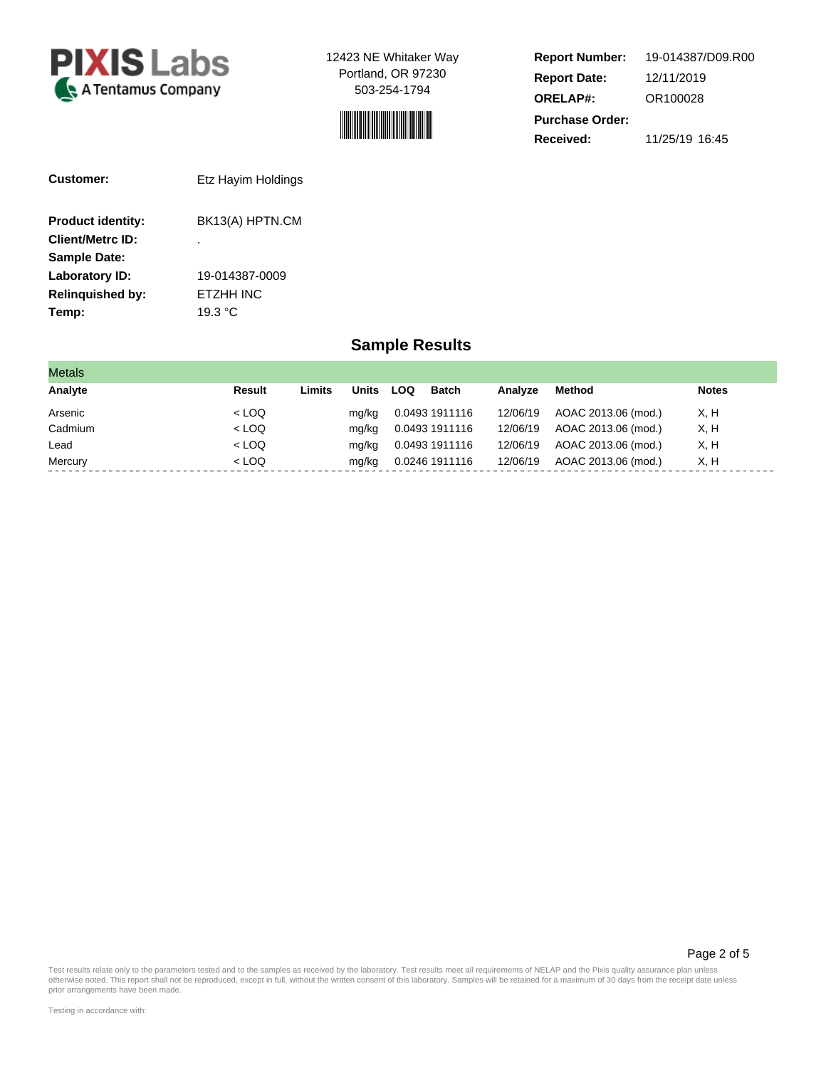**PIXIS Labs**
A Tentamus Company

12423 NE Whitaker Way
Portland, OR 97230
503-254-1794

| | |
|---|---|
| **Report Number:** | 19-014387/D09.R00 |
| **Report Date:** | 12/11/2019 |
| **ORELAP#:** | OR100028 |
| **Purchase Order:** | |
| **Received:** | 11/25/19 16:45 |

| | |
|---|---|
| **Customer:** | Etz Hayim Holdings |
| **Product identity:** | BK13(A) HPTN.CM |
| **Client/Metrc ID:** | . |
| **Sample Date:** | |
| **Laboratory ID:** | 19-014387-0009 |
| **Relinquished by:** | ETZHH INC |
| **Temp:** | 19.3 °C |

## Sample Results

### Metals

| Analyte | Result | Limits | Units | LOQ | Batch | Analyze | Method | Notes |
|---|---|---|---|---|---|---|---|---|
| Arsenic | < LOQ | | mg/kg | 0.0493 | 1911116 | 12/06/19 | AOAC 2013.06 (mod.) | X, H |
| Cadmium | < LOQ | | mg/kg | 0.0493 | 1911116 | 12/06/19 | AOAC 2013.06 (mod.) | X, H |
| Lead | < LOQ | | mg/kg | 0.0493 | 1911116 | 12/06/19 | AOAC 2013.06 (mod.) | X, H |
| Mercury | < LOQ | | mg/kg | 0.0246 | 1911116 | 12/06/19 | AOAC 2013.06 (mod.) | X, H |

Test results relate only to the parameters tested and to the samples as received by the laboratory. Test results meet all requirements of NELAP and the Pixis quality assurance plan unless otherwise noted. This report shall not be reproduced, except in full, without the written consent of this laboratory. Samples will be retained for a maximum of 30 days from the receipt date unless prior arrangements have been made.

Testing in accordance with: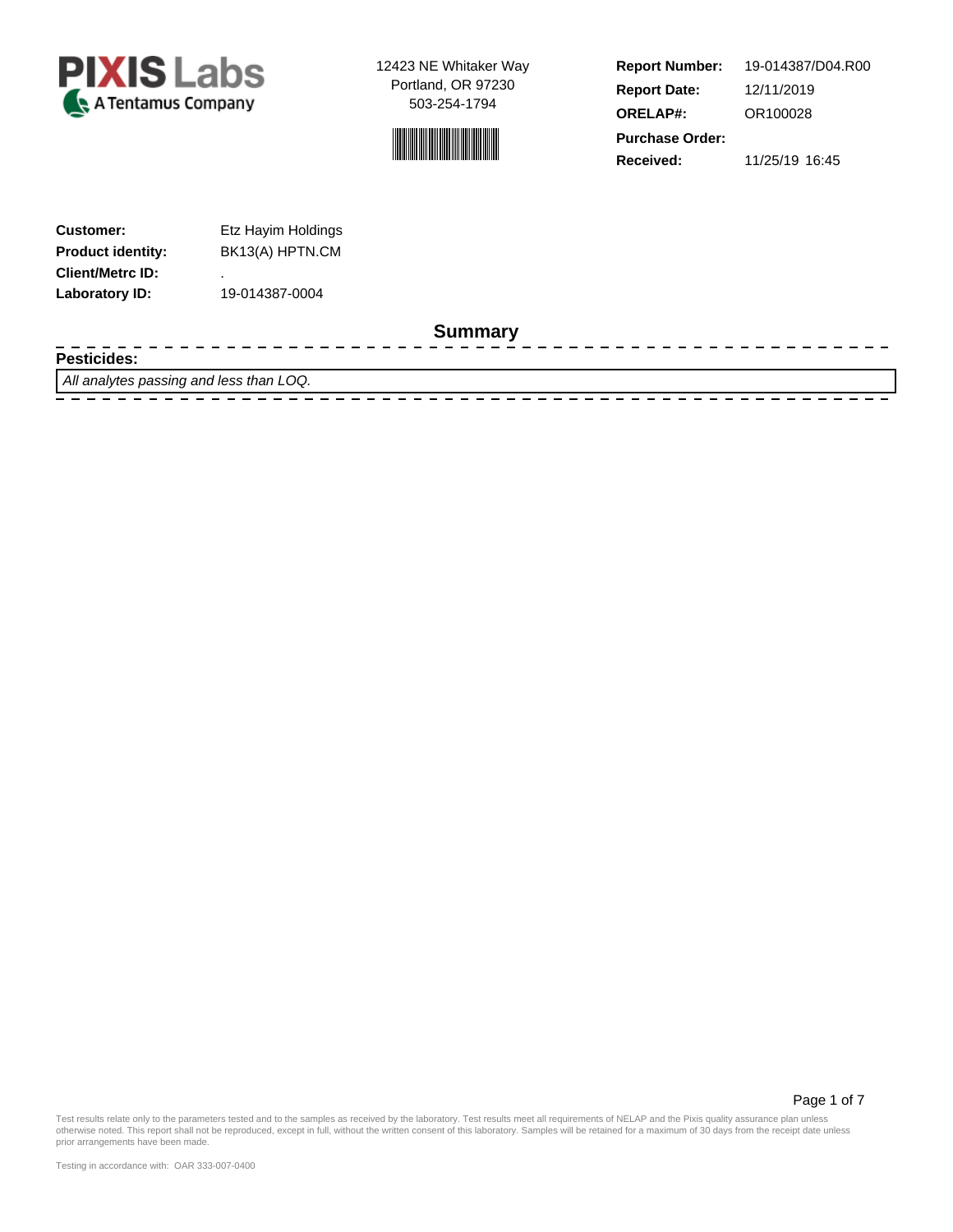PIXIS Labs
A Tentamus Company

12423 NE Whitaker Way
Portland, OR 97230
503-254-1794

| | |
|---|---|
| **Report Number:** | 19-014387/D04.R00 |
| **Report Date:** | 12/11/2019 |
| **ORELAP#:** | OR100028 |
| **Purchase Order:** | |
| **Received:** | 11/25/19 16:45 |

| | |
|---|---|
| **Customer:** | Etz Hayim Holdings |
| **Product identity:** | BK13(A) HPTN.CM |
| **Client/Metrc ID:** | . |
| **Laboratory ID:** | 19-014387-0004 |

## Summary

**Pesticides:**

*All analytes passing and less than LOQ.*

Test results relate only to the parameters tested and to the samples as received by the laboratory. Test results meet all requirements of NELAP and the Pixis quality assurance plan unless otherwise noted. This report shall not be reproduced, except in full, without the written consent of this laboratory. Samples will be retained for a maximum of 30 days from the receipt date unless prior arrangements have been made.

Testing in accordance with: OAR 333-007-0400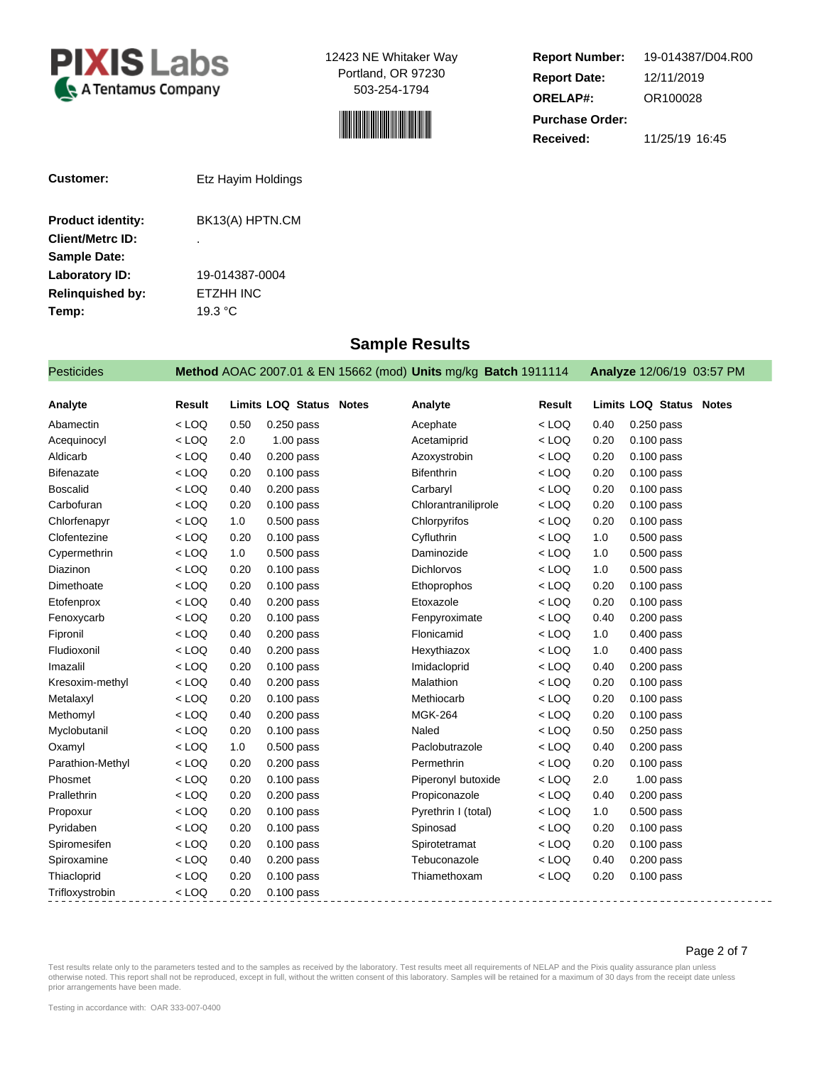**PIXIS Labs** A Tentamus Company

12423 NE Whitaker Way
Portland, OR 97230
503-254-1794

**Report Number:** 19-014387/D04.R00
**Report Date:** 12/11/2019
**ORELAP#:** OR100028
**Purchase Order:**
**Received:** 11/25/19 16:45

**Customer:** Etz Hayim Holdings

**Product identity:** BK13(A) HPTN.CM
**Client/Metrc ID:** .
**Sample Date:**
**Laboratory ID:** 19-014387-0004
**Relinquished by:** ETZHH INC
**Temp:** 19.3 °C

## Sample Results

**Pesticides** — **Method** AOAC 2007.01 & EN 15662 (mod) **Units** mg/kg **Batch** 1911114 **Analyze** 12/06/19 03:57 PM

| Analyte | Result | Limits | LOQ | Status | Notes | Analyte | Result | Limits | LOQ | Status | Notes |
|---|---|---|---|---|---|---|---|---|---|---|---|
| Abamectin | < LOQ | 0.50 | 0.250 | pass | | Acephate | < LOQ | 0.40 | 0.250 | pass | |
| Acequinocyl | < LOQ | 2.0 | 1.00 | pass | | Acetamiprid | < LOQ | 0.20 | 0.100 | pass | |
| Aldicarb | < LOQ | 0.40 | 0.200 | pass | | Azoxystrobin | < LOQ | 0.20 | 0.100 | pass | |
| Bifenazate | < LOQ | 0.20 | 0.100 | pass | | Bifenthrin | < LOQ | 0.20 | 0.100 | pass | |
| Boscalid | < LOQ | 0.40 | 0.200 | pass | | Carbaryl | < LOQ | 0.20 | 0.100 | pass | |
| Carbofuran | < LOQ | 0.20 | 0.100 | pass | | Chlorantraniliprole | < LOQ | 0.20 | 0.100 | pass | |
| Chlorfenapyr | < LOQ | 1.0 | 0.500 | pass | | Chlorpyrifos | < LOQ | 0.20 | 0.100 | pass | |
| Clofentezine | < LOQ | 0.20 | 0.100 | pass | | Cyfluthrin | < LOQ | 1.0 | 0.500 | pass | |
| Cypermethrin | < LOQ | 1.0 | 0.500 | pass | | Daminozide | < LOQ | 1.0 | 0.500 | pass | |
| Diazinon | < LOQ | 0.20 | 0.100 | pass | | Dichlorvos | < LOQ | 1.0 | 0.500 | pass | |
| Dimethoate | < LOQ | 0.20 | 0.100 | pass | | Ethoprophos | < LOQ | 0.20 | 0.100 | pass | |
| Etofenprox | < LOQ | 0.40 | 0.200 | pass | | Etoxazole | < LOQ | 0.20 | 0.100 | pass | |
| Fenoxycarb | < LOQ | 0.20 | 0.100 | pass | | Fenpyroximate | < LOQ | 0.40 | 0.200 | pass | |
| Fipronil | < LOQ | 0.40 | 0.200 | pass | | Flonicamid | < LOQ | 1.0 | 0.400 | pass | |
| Fludioxonil | < LOQ | 0.40 | 0.200 | pass | | Hexythiazox | < LOQ | 1.0 | 0.400 | pass | |
| Imazalil | < LOQ | 0.20 | 0.100 | pass | | Imidacloprid | < LOQ | 0.40 | 0.200 | pass | |
| Kresoxim-methyl | < LOQ | 0.40 | 0.200 | pass | | Malathion | < LOQ | 0.20 | 0.100 | pass | |
| Metalaxyl | < LOQ | 0.20 | 0.100 | pass | | Methiocarb | < LOQ | 0.20 | 0.100 | pass | |
| Methomyl | < LOQ | 0.40 | 0.200 | pass | | MGK-264 | < LOQ | 0.20 | 0.100 | pass | |
| Myclobutanil | < LOQ | 0.20 | 0.100 | pass | | Naled | < LOQ | 0.50 | 0.250 | pass | |
| Oxamyl | < LOQ | 1.0 | 0.500 | pass | | Paclobutrazole | < LOQ | 0.40 | 0.200 | pass | |
| Parathion-Methyl | < LOQ | 0.20 | 0.200 | pass | | Permethrin | < LOQ | 0.20 | 0.100 | pass | |
| Phosmet | < LOQ | 0.20 | 0.100 | pass | | Piperonyl butoxide | < LOQ | 2.0 | 1.00 | pass | |
| Prallethrin | < LOQ | 0.20 | 0.200 | pass | | Propiconazole | < LOQ | 0.40 | 0.200 | pass | |
| Propoxur | < LOQ | 0.20 | 0.100 | pass | | Pyrethrin I (total) | < LOQ | 1.0 | 0.500 | pass | |
| Pyridaben | < LOQ | 0.20 | 0.100 | pass | | Spinosad | < LOQ | 0.20 | 0.100 | pass | |
| Spiromesifen | < LOQ | 0.20 | 0.100 | pass | | Spirotetramat | < LOQ | 0.20 | 0.100 | pass | |
| Spiroxamine | < LOQ | 0.40 | 0.200 | pass | | Tebuconazole | < LOQ | 0.40 | 0.200 | pass | |
| Thiacloprid | < LOQ | 0.20 | 0.100 | pass | | Thiamethoxam | < LOQ | 0.20 | 0.100 | pass | |
| Trifloxystrobin | < LOQ | 0.20 | 0.100 | pass | | | | | | | |

Test results relate only to the parameters tested and to the samples as received by the laboratory. Test results meet all requirements of NELAP and the Pixis quality assurance plan unless otherwise noted. This report shall not be reproduced, except in full, without the written consent of this laboratory. Samples will be retained for a maximum of 30 days from the receipt date unless prior arrangements have been made.

Testing in accordance with: OAR 333-007-0400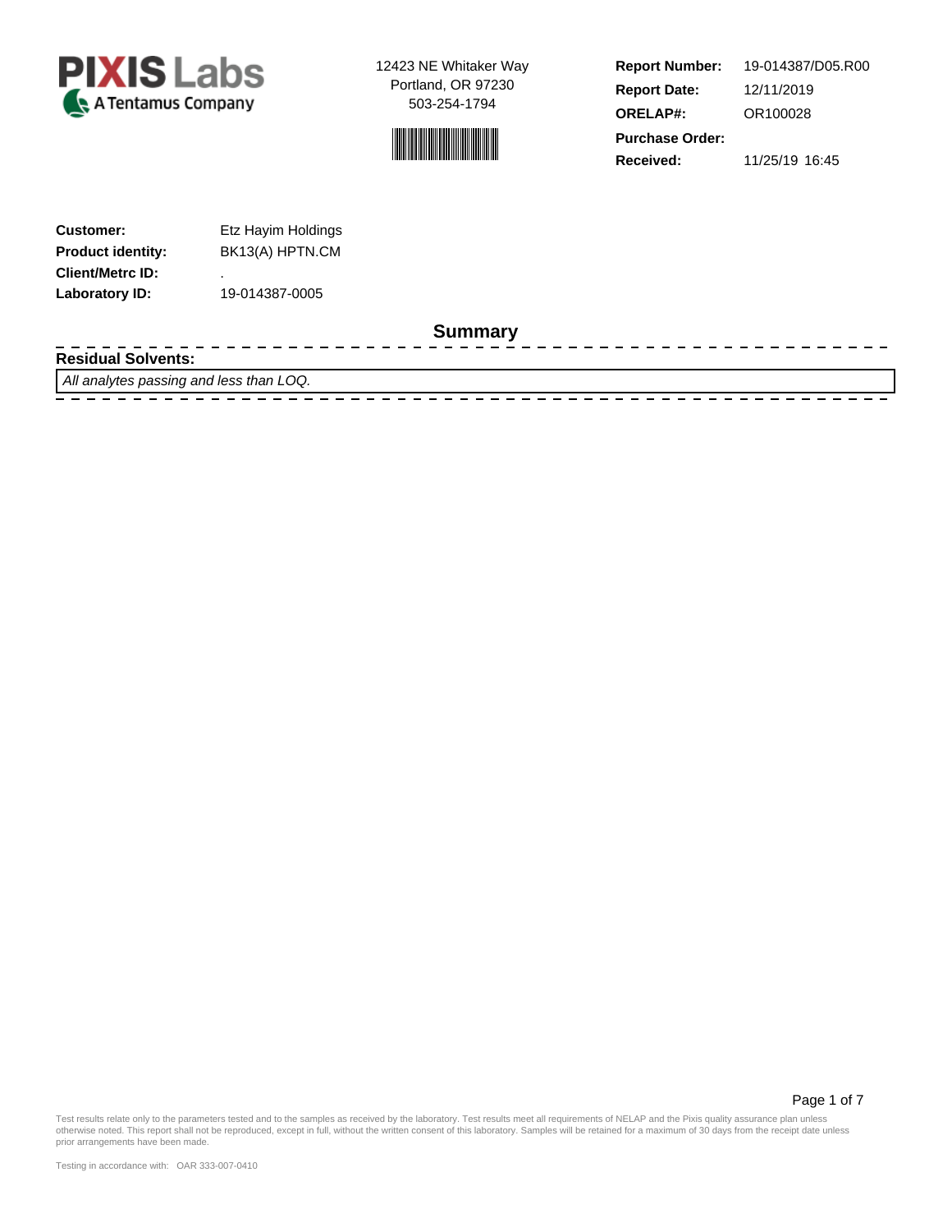**PIXIS Labs**
A Tentamus Company

12423 NE Whitaker Way
Portland, OR 97230
503-254-1794

| | |
|---|---|
| **Report Number:** | 19-014387/D05.R00 |
| **Report Date:** | 12/11/2019 |
| **ORELAP#:** | OR100028 |
| **Purchase Order:** | |
| **Received:** | 11/25/19 16:45 |

| | |
|---|---|
| **Customer:** | Etz Hayim Holdings |
| **Product identity:** | BK13(A) HPTN.CM |
| **Client/Metrc ID:** | . |
| **Laboratory ID:** | 19-014387-0005 |

## Summary

**Residual Solvents:**

*All analytes passing and less than LOQ.*

Test results relate only to the parameters tested and to the samples as received by the laboratory. Test results meet all requirements of NELAP and the Pixis quality assurance plan unless otherwise noted. This report shall not be reproduced, except in full, without the written consent of this laboratory. Samples will be retained for a maximum of 30 days from the receipt date unless prior arrangements have been made.

Testing in accordance with: OAR 333-007-0410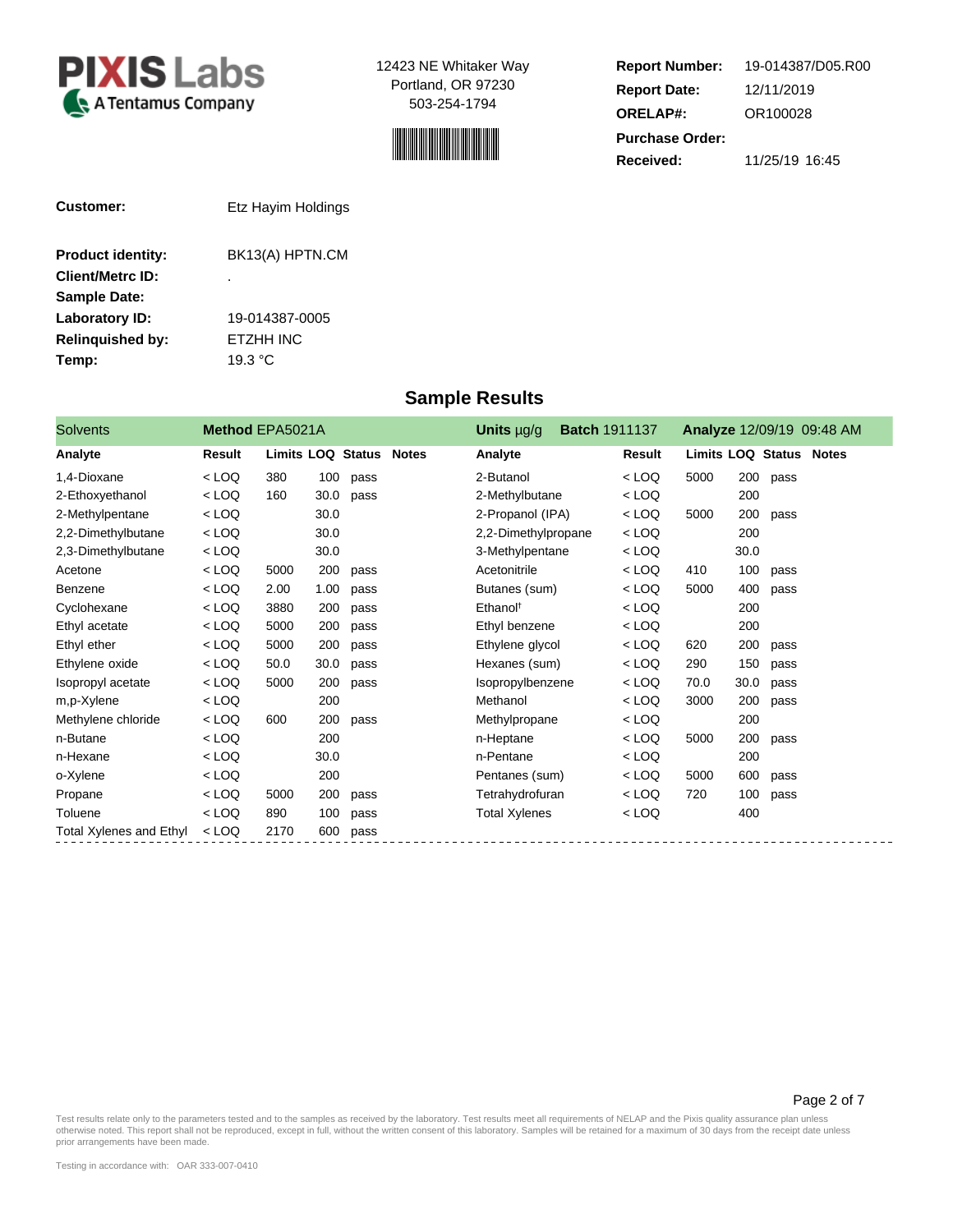**PIXIS Labs**
A Tentamus Company

12423 NE Whitaker Way
Portland, OR 97230
503-254-1794

| | |
|---|---|
| **Report Number:** | 19-014387/D05.R00 |
| **Report Date:** | 12/11/2019 |
| **ORELAP#:** | OR100028 |
| **Purchase Order:** | |
| **Received:** | 11/25/19 16:45 |

| | |
|---|---|
| **Customer:** | Etz Hayim Holdings |
| **Product identity:** | BK13(A) HPTN.CM |
| **Client/Metrc ID:** | . |
| **Sample Date:** | |
| **Laboratory ID:** | 19-014387-0005 |
| **Relinquished by:** | ETZHH INC |
| **Temp:** | 19.3 °C |

## Sample Results

Solvents — **Method** EPA5021A — **Units** µg/g — **Batch** 1911137 — **Analyze** 12/09/19 09:48 AM

| Analyte | Result | Limits | LOQ | Status | Notes | Analyte | Result | Limits | LOQ | Status | Notes |
|---|---|---|---|---|---|---|---|---|---|---|---|
| 1,4-Dioxane | < LOQ | 380 | 100 | pass | | 2-Butanol | < LOQ | 5000 | 200 | pass | |
| 2-Ethoxyethanol | < LOQ | 160 | 30.0 | pass | | 2-Methylbutane | < LOQ | | 200 | | |
| 2-Methylpentane | < LOQ | | 30.0 | | | 2-Propanol (IPA) | < LOQ | 5000 | 200 | pass | |
| 2,2-Dimethylbutane | < LOQ | | 30.0 | | | 2,2-Dimethylpropane | < LOQ | | 200 | | |
| 2,3-Dimethylbutane | < LOQ | | 30.0 | | | 3-Methylpentane | < LOQ | | 30.0 | | |
| Acetone | < LOQ | 5000 | 200 | pass | | Acetonitrile | < LOQ | 410 | 100 | pass | |
| Benzene | < LOQ | 2.00 | 1.00 | pass | | Butanes (sum) | < LOQ | 5000 | 400 | pass | |
| Cyclohexane | < LOQ | 3880 | 200 | pass | | Ethanol† | < LOQ | | 200 | | |
| Ethyl acetate | < LOQ | 5000 | 200 | pass | | Ethyl benzene | < LOQ | | 200 | | |
| Ethyl ether | < LOQ | 5000 | 200 | pass | | Ethylene glycol | < LOQ | 620 | 200 | pass | |
| Ethylene oxide | < LOQ | 50.0 | 30.0 | pass | | Hexanes (sum) | < LOQ | 290 | 150 | pass | |
| Isopropyl acetate | < LOQ | 5000 | 200 | pass | | Isopropylbenzene | < LOQ | 70.0 | 30.0 | pass | |
| m,p-Xylene | < LOQ | | 200 | | | Methanol | < LOQ | 3000 | 200 | pass | |
| Methylene chloride | < LOQ | 600 | 200 | pass | | Methylpropane | < LOQ | | 200 | | |
| n-Butane | < LOQ | | 200 | | | n-Heptane | < LOQ | 5000 | 200 | pass | |
| n-Hexane | < LOQ | | 30.0 | | | n-Pentane | < LOQ | | 200 | | |
| o-Xylene | < LOQ | | 200 | | | Pentanes (sum) | < LOQ | 5000 | 600 | pass | |
| Propane | < LOQ | 5000 | 200 | pass | | Tetrahydrofuran | < LOQ | 720 | 100 | pass | |
| Toluene | < LOQ | 890 | 100 | pass | | Total Xylenes | < LOQ | | 400 | | |
| Total Xylenes and Ethyl | < LOQ | 2170 | 600 | pass | | | | | | | |

Test results relate only to the parameters tested and to the samples as received by the laboratory. Test results meet all requirements of NELAP and the Pixis quality assurance plan unless otherwise noted. This report shall not be reproduced, except in full, without the written consent of this laboratory. Samples will be retained for a maximum of 30 days from the receipt date unless prior arrangements have been made.

Testing in accordance with: OAR 333-007-0410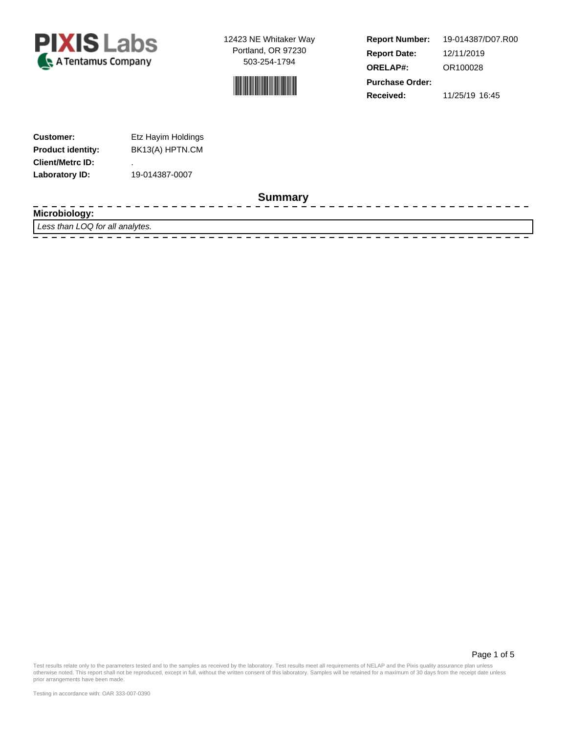**PIXIS Labs**
A Tentamus Company

12423 NE Whitaker Way
Portland, OR 97230
503-254-1794

| | |
|---|---|
| **Report Number:** | 19-014387/D07.R00 |
| **Report Date:** | 12/11/2019 |
| **ORELAP#:** | OR100028 |
| **Purchase Order:** | |
| **Received:** | 11/25/19 16:45 |

| | |
|---|---|
| **Customer:** | Etz Hayim Holdings |
| **Product identity:** | BK13(A) HPTN.CM |
| **Client/Metrc ID:** | . |
| **Laboratory ID:** | 19-014387-0007 |

## Summary

**Microbiology:**

*Less than LOQ for all analytes.*

Test results relate only to the parameters tested and to the samples as received by the laboratory. Test results meet all requirements of NELAP and the Pixis quality assurance plan unless otherwise noted. This report shall not be reproduced, except in full, without the written consent of this laboratory. Samples will be retained for a maximum of 30 days from the receipt date unless prior arrangements have been made.

Testing in accordance with: OAR 333-007-0390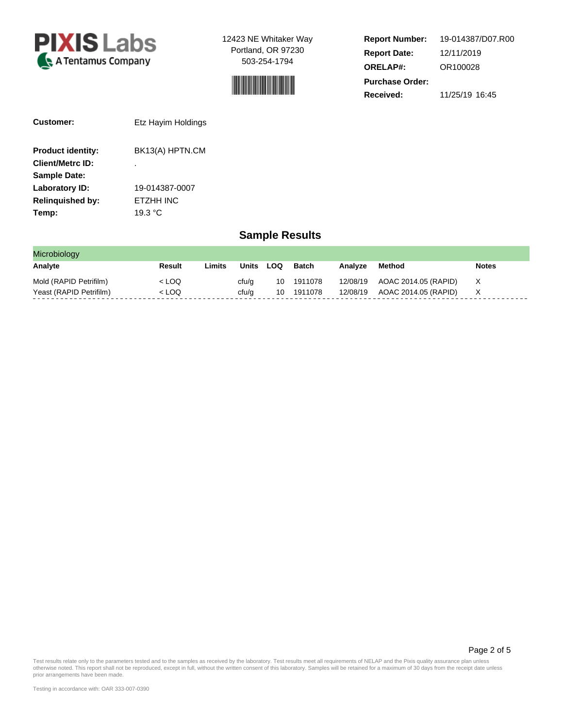**PIXIS Labs**
A Tentamus Company

12423 NE Whitaker Way
Portland, OR 97230
503-254-1794

| | |
|---|---|
| **Report Number:** | 19-014387/D07.R00 |
| **Report Date:** | 12/11/2019 |
| **ORELAP#:** | OR100028 |
| **Purchase Order:** | |
| **Received:** | 11/25/19 16:45 |

**Customer:** Etz Hayim Holdings

| | |
|---|---|
| **Product identity:** | BK13(A) HPTN.CM |
| **Client/Metrc ID:** | . |
| **Sample Date:** | |
| **Laboratory ID:** | 19-014387-0007 |
| **Relinquished by:** | ETZHH INC |
| **Temp:** | 19.3 °C |

## Sample Results

**Microbiology**

| Analyte | Result | Limits | Units | LOQ | Batch | Analyze | Method | Notes |
|---|---|---|---|---|---|---|---|---|
| Mold (RAPID Petrifilm) | < LOQ | | cfu/g | 10 | 1911078 | 12/08/19 | AOAC 2014.05 (RAPID) | X |
| Yeast (RAPID Petrifilm) | < LOQ | | cfu/g | 10 | 1911078 | 12/08/19 | AOAC 2014.05 (RAPID) | X |

Test results relate only to the parameters tested and to the samples as received by the laboratory. Test results meet all requirements of NELAP and the Pixis quality assurance plan unless otherwise noted. This report shall not be reproduced, except in full, without the written consent of this laboratory. Samples will be retained for a maximum of 30 days from the receipt date unless prior arrangements have been made.

Testing in accordance with: OAR 333-007-0390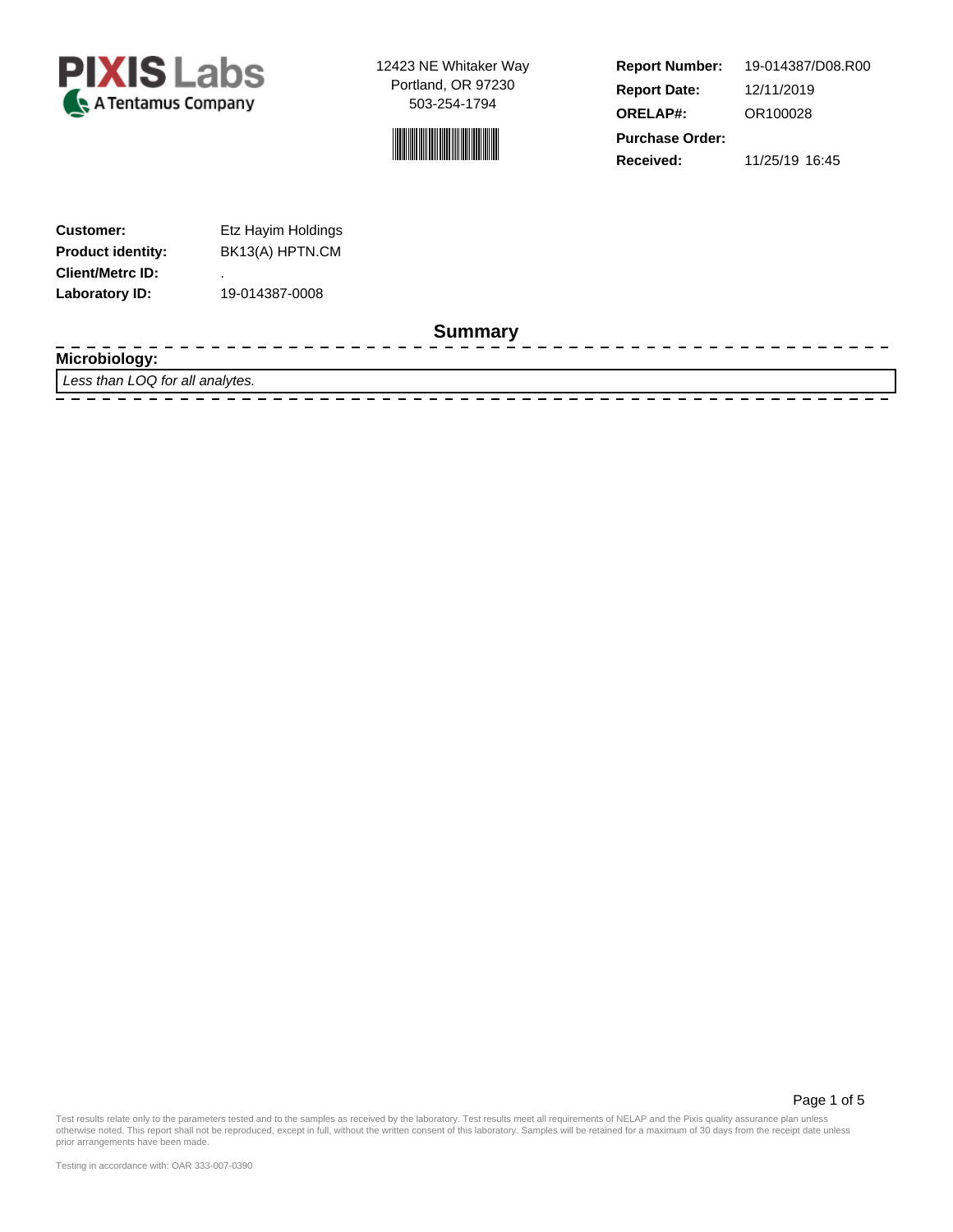**PIXIS Labs**
A Tentamus Company

12423 NE Whitaker Way
Portland, OR 97230
503-254-1794

| | |
|---|---|
| **Report Number:** | 19-014387/D08.R00 |
| **Report Date:** | 12/11/2019 |
| **ORELAP#:** | OR100028 |
| **Purchase Order:** | |
| **Received:** | 11/25/19 16:45 |

| | |
|---|---|
| **Customer:** | Etz Hayim Holdings |
| **Product identity:** | BK13(A) HPTN.CM |
| **Client/Metrc ID:** | . |
| **Laboratory ID:** | 19-014387-0008 |

## Summary

**Microbiology:**

*Less than LOQ for all analytes.*

Test results relate only to the parameters tested and to the samples as received by the laboratory. Test results meet all requirements of NELAP and the Pixis quality assurance plan unless otherwise noted. This report shall not be reproduced, except in full, without the written consent of this laboratory. Samples will be retained for a maximum of 30 days from the receipt date unless prior arrangements have been made.

Testing in accordance with: OAR 333-007-0390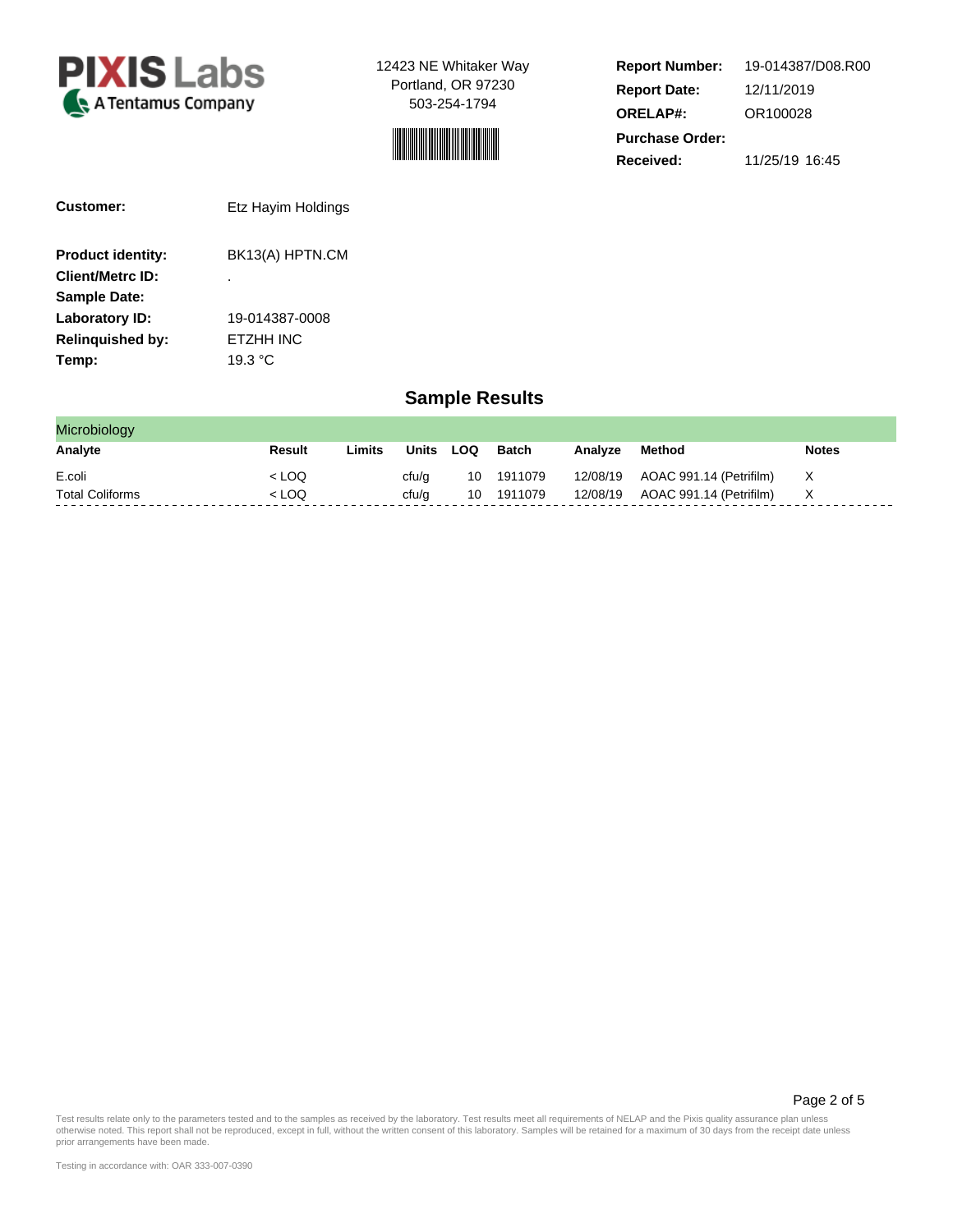**PIXIS Labs**
A Tentamus Company

12423 NE Whitaker Way
Portland, OR 97230
503-254-1794

| | |
|---|---|
| **Report Number:** | 19-014387/D08.R00 |
| **Report Date:** | 12/11/2019 |
| **ORELAP#:** | OR100028 |
| **Purchase Order:** | |
| **Received:** | 11/25/19 16:45 |

| | |
|---|---|
| **Customer:** | Etz Hayim Holdings |
| **Product identity:** | BK13(A) HPTN.CM |
| **Client/Metrc ID:** | . |
| **Sample Date:** | |
| **Laboratory ID:** | 19-014387-0008 |
| **Relinquished by:** | ETZHH INC |
| **Temp:** | 19.3 °C |

## Sample Results

**Microbiology**

| Analyte | Result | Limits | Units | LOQ | Batch | Analyze | Method | Notes |
|---|---|---|---|---|---|---|---|---|
| E.coli | < LOQ | | cfu/g | 10 | 1911079 | 12/08/19 | AOAC 991.14 (Petrifilm) | X |
| Total Coliforms | < LOQ | | cfu/g | 10 | 1911079 | 12/08/19 | AOAC 991.14 (Petrifilm) | X |

Test results relate only to the parameters tested and to the samples as received by the laboratory. Test results meet all requirements of NELAP and the Pixis quality assurance plan unless otherwise noted. This report shall not be reproduced, except in full, without the written consent of this laboratory. Samples will be retained for a maximum of 30 days from the receipt date unless prior arrangements have been made.

Testing in accordance with: OAR 333-007-0390